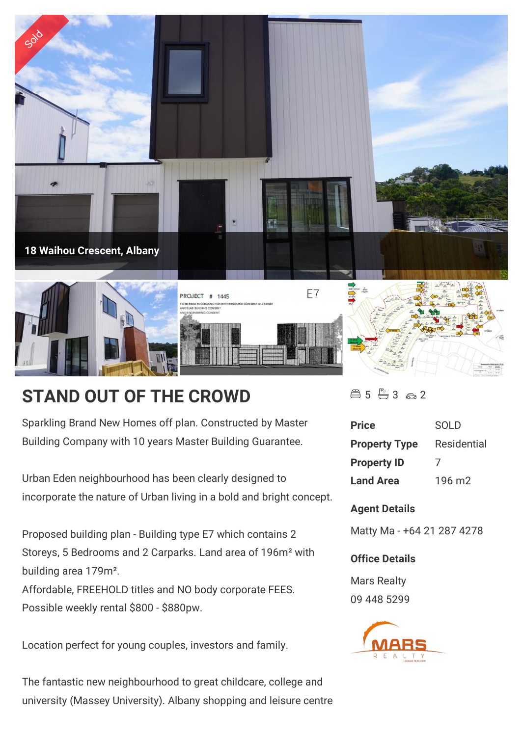18 Waihou Crescent, Albany

# STAND OUT OF THE CROWD

Sparkling Brand New Homes off plan. Constructed by Master Building Company with 10 years Master Building Guarantee.

Urban Eden neighbourhood has been clearly designed to incorporate the nature of Urban living in a bold and bright concept.

Proposed building plan - Building type E7 which contains 2 Storeys, 5 Bedrooms and 2 Carparks. Land area of 196m² with building area 179m².
Affordable, FREEHOLD titles and NO body corporate FEES.
Possible weekly rental $800 - $880pw.

Location perfect for young couples, investors and family.

The fantastic new neighbourhood to great childcare, college and university (Massey University). Albany shopping and leisure centre

5 bedrooms, 3 bathrooms, 2 car spaces

| | |
|---|---|
| **Price** | SOLD |
| **Property Type** | Residential |
| **Property ID** | 7 |
| **Land Area** | 196 m2 |

**Agent Details**

Matty Ma - +64 21 287 4278

**Office Details**

Mars Realty

09 448 5299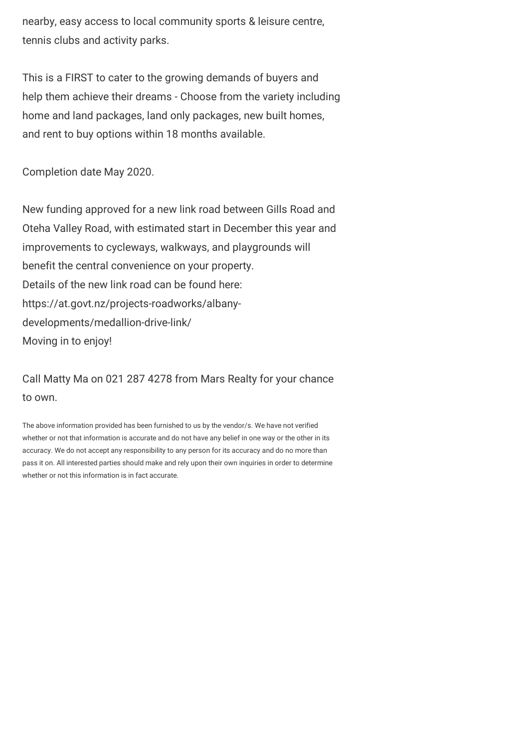nearby, easy access to local community sports & leisure centre, tennis clubs and activity parks.

This is a FIRST to cater to the growing demands of buyers and help them achieve their dreams - Choose from the variety including home and land packages, land only packages, new built homes, and rent to buy options within 18 months available.

Completion date May 2020.

New funding approved for a new link road between Gills Road and Oteha Valley Road, with estimated start in December this year and improvements to cycleways, walkways, and playgrounds will benefit the central convenience on your property.
Details of the new link road can be found here:
https://at.govt.nz/projects-roadworks/albany-developments/medallion-drive-link/
Moving in to enjoy!

Call Matty Ma on 021 287 4278 from Mars Realty for your chance to own.

The above information provided has been furnished to us by the vendor/s. We have not verified whether or not that information is accurate and do not have any belief in one way or the other in its accuracy. We do not accept any responsibility to any person for its accuracy and do no more than pass it on. All interested parties should make and rely upon their own inquiries in order to determine whether or not this information is in fact accurate.